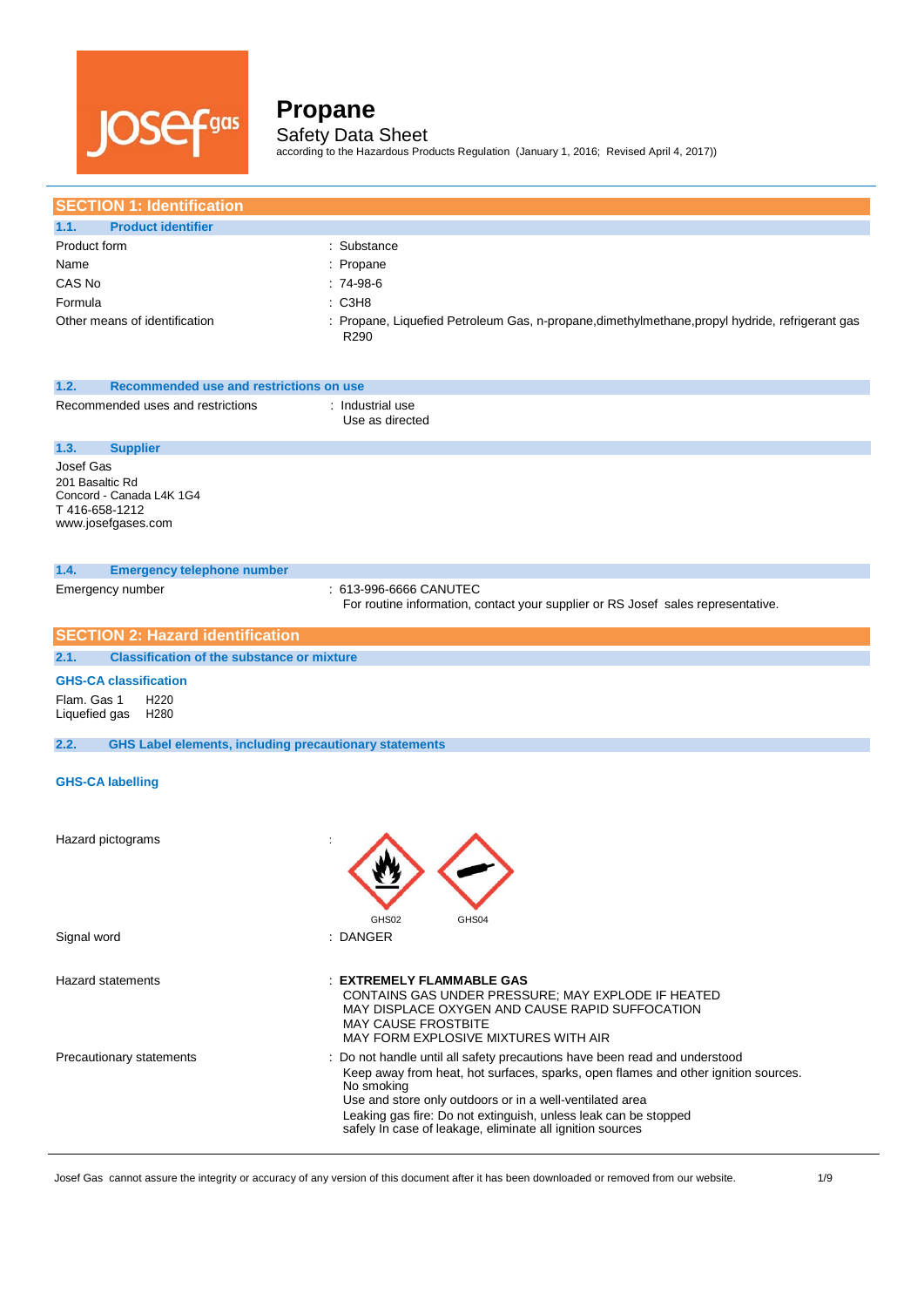# Propane

Safety Data Sheet

according to the Hazardous Products Regulation (January 1, 2016; Revised April 4, 2017))

## SECTION 1: Identification

### 1.1. Product identifier

| | |
|---|---|
| Product form | : Substance |
| Name | : Propane |
| CAS No | : 74-98-6 |
| Formula | : C3H8 |
| Other means of identification | : Propane, Liquefied Petroleum Gas, n-propane,dimethylmethane,propyl hydride, refrigerant gas R290 |

### 1.2. Recommended use and restrictions on use

| | |
|---|---|
| Recommended uses and restrictions | : Industrial use<br>Use as directed |

### 1.3. Supplier

Josef Gas
201 Basaltic Rd
Concord - Canada L4K 1G4
T 416-658-1212
www.josefgases.com

### 1.4. Emergency telephone number

| | |
|---|---|
| Emergency number | : 613-996-6666 CANUTEC<br>For routine information, contact your supplier or RS Josef sales representative. |

## SECTION 2: Hazard identification

### 2.1. Classification of the substance or mixture

**GHS-CA classification**

Flam. Gas 1 H220
Liquefied gas H280

### 2.2. GHS Label elements, including precautionary statements

**GHS-CA labelling**

Hazard pictograms :

GHS02 GHS04

Signal word : DANGER

Hazard statements : **EXTREMELY FLAMMABLE GAS**
CONTAINS GAS UNDER PRESSURE; MAY EXPLODE IF HEATED
MAY DISPLACE OXYGEN AND CAUSE RAPID SUFFOCATION
MAY CAUSE FROSTBITE
MAY FORM EXPLOSIVE MIXTURES WITH AIR

Precautionary statements : Do not handle until all safety precautions have been read and understood
Keep away from heat, hot surfaces, sparks, open flames and other ignition sources. No smoking
Use and store only outdoors or in a well-ventilated area
Leaking gas fire: Do not extinguish, unless leak can be stopped safely In case of leakage, eliminate all ignition sources

Josef Gas cannot assure the integrity or accuracy of any version of this document after it has been downloaded or removed from our website.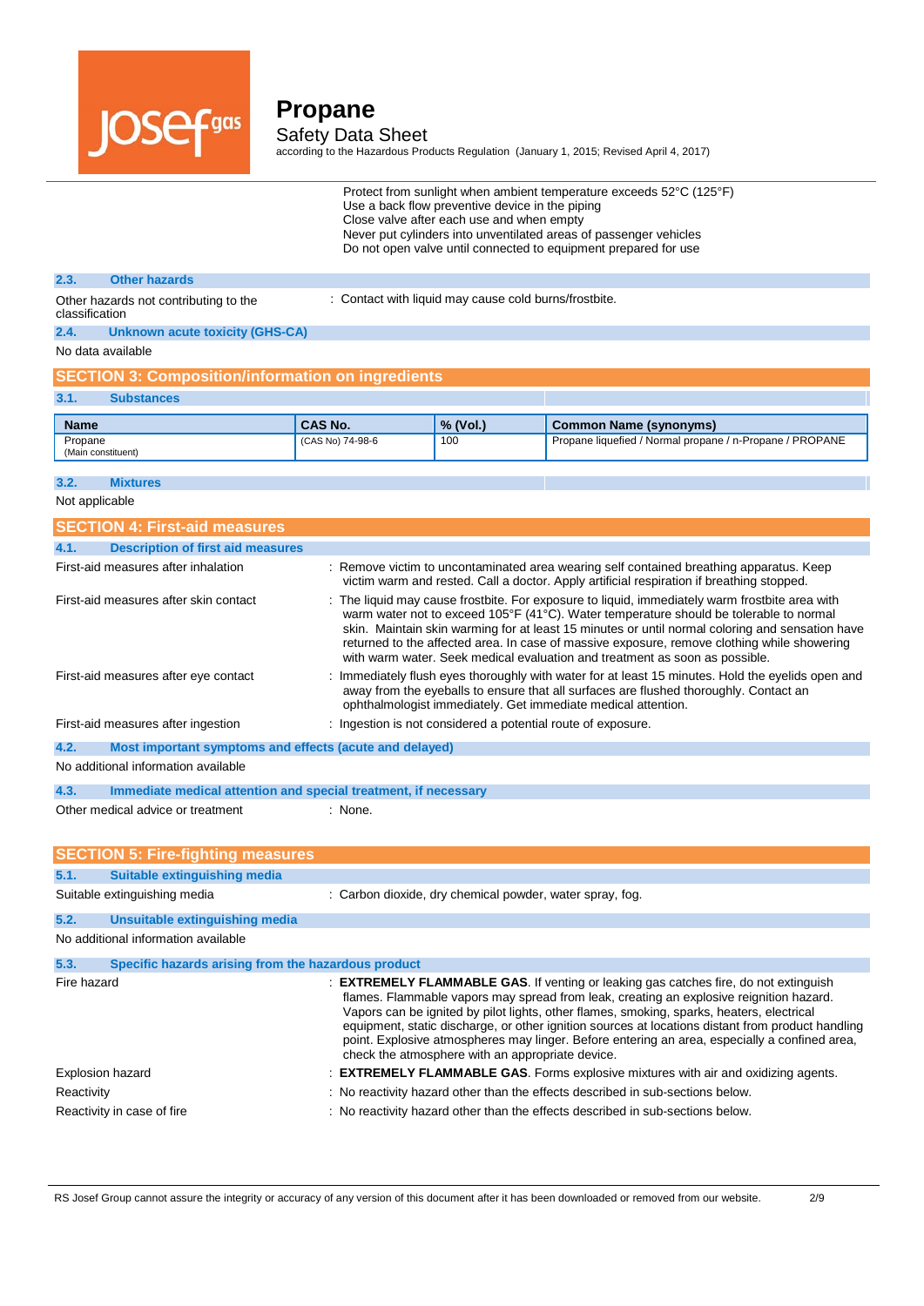Protect from sunlight when ambient temperature exceeds 52°C (125°F)
Use a back flow preventive device in the piping
Close valve after each use and when empty
Never put cylinders into unventilated areas of passenger vehicles
Do not open valve until connected to equipment prepared for use

### 2.3. Other hazards

Other hazards not contributing to the classification : Contact with liquid may cause cold burns/frostbite.

### 2.4. Unknown acute toxicity (GHS-CA)

No data available

## SECTION 3: Composition/information on ingredients

### 3.1. Substances

| Name | CAS No. | % (Vol.) | Common Name (synonyms) |
|---|---|---|---|
| Propane (Main constituent) | (CAS No) 74-98-6 | 100 | Propane liquefied / Normal propane / n-Propane / PROPANE |

### 3.2. Mixtures

Not applicable

## SECTION 4: First-aid measures

### 4.1. Description of first aid measures

First-aid measures after inhalation : Remove victim to uncontaminated area wearing self contained breathing apparatus. Keep victim warm and rested. Call a doctor. Apply artificial respiration if breathing stopped.

First-aid measures after skin contact : The liquid may cause frostbite. For exposure to liquid, immediately warm frostbite area with warm water not to exceed 105°F (41°C). Water temperature should be tolerable to normal skin. Maintain skin warming for at least 15 minutes or until normal coloring and sensation have returned to the affected area. In case of massive exposure, remove clothing while showering with warm water. Seek medical evaluation and treatment as soon as possible.

First-aid measures after eye contact : Immediately flush eyes thoroughly with water for at least 15 minutes. Hold the eyelids open and away from the eyeballs to ensure that all surfaces are flushed thoroughly. Contact an ophthalmologist immediately. Get immediate medical attention.

First-aid measures after ingestion : Ingestion is not considered a potential route of exposure.

### 4.2. Most important symptoms and effects (acute and delayed)

No additional information available

### 4.3. Immediate medical attention and special treatment, if necessary

Other medical advice or treatment : None.

## SECTION 5: Fire-fighting measures

### 5.1. Suitable extinguishing media

Suitable extinguishing media : Carbon dioxide, dry chemical powder, water spray, fog.

### 5.2. Unsuitable extinguishing media

No additional information available

### 5.3. Specific hazards arising from the hazardous product

Fire hazard : **EXTREMELY FLAMMABLE GAS**. If venting or leaking gas catches fire, do not extinguish flames. Flammable vapors may spread from leak, creating an explosive reignition hazard. Vapors can be ignited by pilot lights, other flames, smoking, sparks, heaters, electrical equipment, static discharge, or other ignition sources at locations distant from product handling point. Explosive atmospheres may linger. Before entering an area, especially a confined area, check the atmosphere with an appropriate device.

Explosion hazard : **EXTREMELY FLAMMABLE GAS**. Forms explosive mixtures with air and oxidizing agents.

Reactivity : No reactivity hazard other than the effects described in sub-sections below.

Reactivity in case of fire : No reactivity hazard other than the effects described in sub-sections below.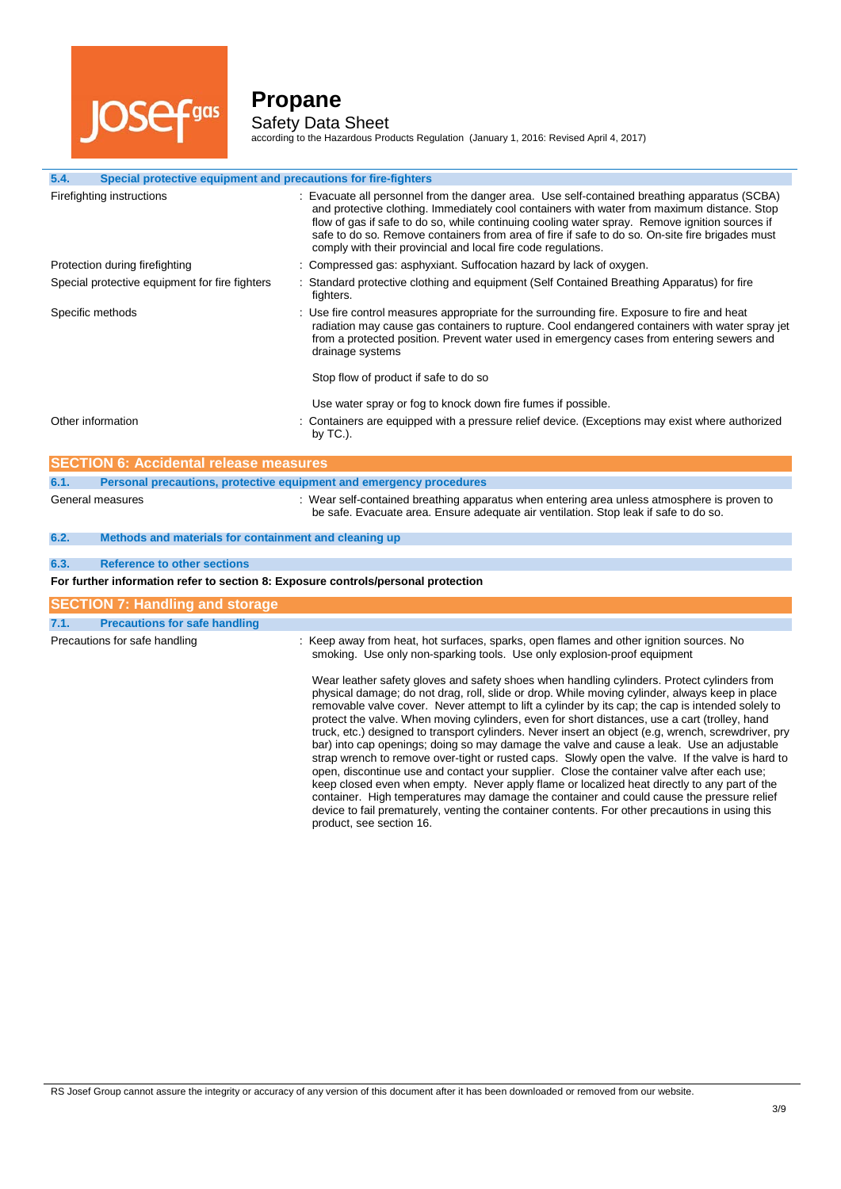### 5.4. Special protective equipment and precautions for fire-fighters

| | |
|---|---|
| Firefighting instructions | : Evacuate all personnel from the danger area. Use self-contained breathing apparatus (SCBA) and protective clothing. Immediately cool containers with water from maximum distance. Stop flow of gas if safe to do so, while continuing cooling water spray. Remove ignition sources if safe to do so. Remove containers from area of fire if safe to do so. On-site fire brigades must comply with their provincial and local fire code regulations. |
| Protection during firefighting | : Compressed gas: asphyxiant. Suffocation hazard by lack of oxygen. |
| Special protective equipment for fire fighters | : Standard protective clothing and equipment (Self Contained Breathing Apparatus) for fire fighters. |
| Specific methods | : Use fire control measures appropriate for the surrounding fire. Exposure to fire and heat radiation may cause gas containers to rupture. Cool endangered containers with water spray jet from a protected position. Prevent water used in emergency cases from entering sewers and drainage systems<br><br>Stop flow of product if safe to do so<br><br>Use water spray or fog to knock down fire fumes if possible. |
| Other information | : Containers are equipped with a pressure relief device. (Exceptions may exist where authorized by TC.). |

## SECTION 6: Accidental release measures

### 6.1. Personal precautions, protective equipment and emergency procedures

| | |
|---|---|
| General measures | : Wear self-contained breathing apparatus when entering area unless atmosphere is proven to be safe. Evacuate area. Ensure adequate air ventilation. Stop leak if safe to do so. |

### 6.2. Methods and materials for containment and cleaning up

### 6.3. Reference to other sections

**For further information refer to section 8: Exposure controls/personal protection**

## SECTION 7: Handling and storage

### 7.1. Precautions for safe handling

| | |
|---|---|
| Precautions for safe handling | : Keep away from heat, hot surfaces, sparks, open flames and other ignition sources. No smoking. Use only non-sparking tools. Use only explosion-proof equipment<br><br>Wear leather safety gloves and safety shoes when handling cylinders. Protect cylinders from physical damage; do not drag, roll, slide or drop. While moving cylinder, always keep in place removable valve cover. Never attempt to lift a cylinder by its cap; the cap is intended solely to protect the valve. When moving cylinders, even for short distances, use a cart (trolley, hand truck, etc.) designed to transport cylinders. Never insert an object (e.g, wrench, screwdriver, pry bar) into cap openings; doing so may damage the valve and cause a leak. Use an adjustable strap wrench to remove over-tight or rusted caps. Slowly open the valve. If the valve is hard to open, discontinue use and contact your supplier. Close the container valve after each use; keep closed even when empty. Never apply flame or localized heat directly to any part of the container. High temperatures may damage the container and could cause the pressure relief device to fail prematurely, venting the container contents. For other precautions in using this product, see section 16. |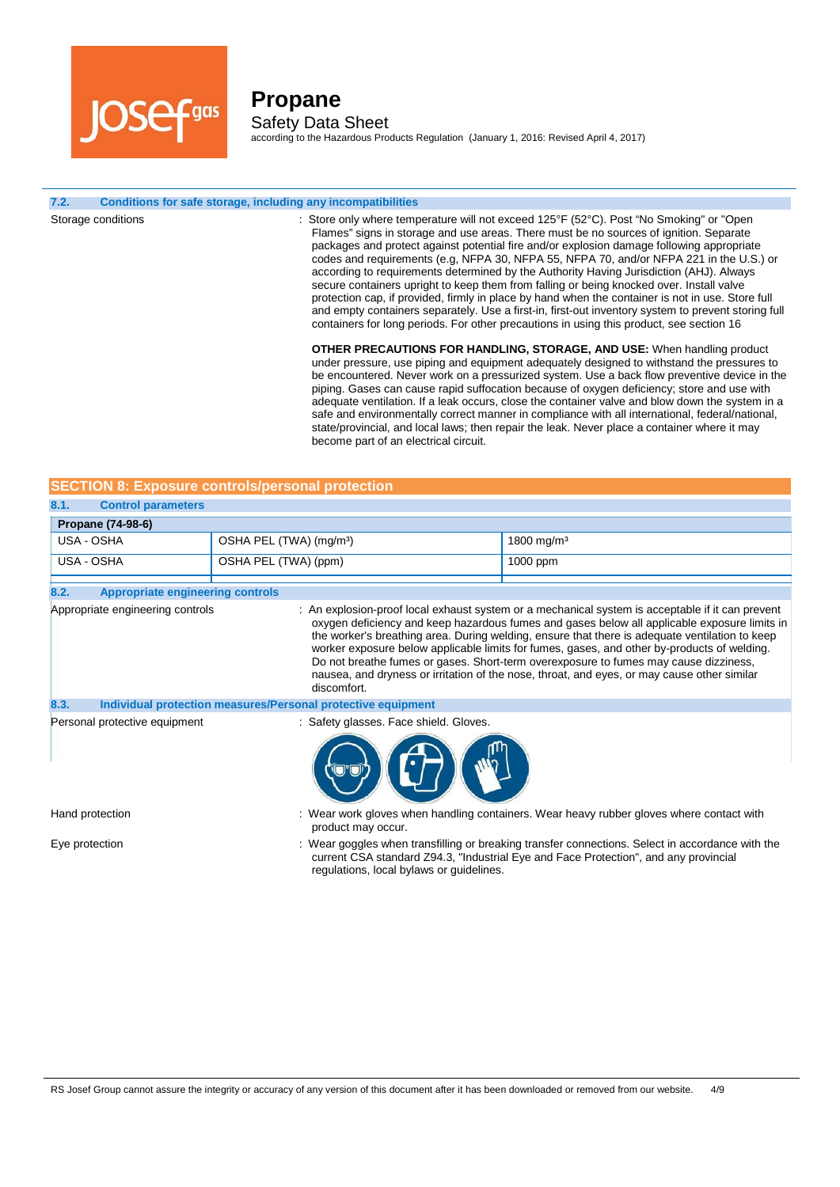### 7.2. Conditions for safe storage, including any incompatibilities

Storage conditions : Store only where temperature will not exceed 125°F (52°C). Post "No Smoking" or "Open Flames" signs in storage and use areas. There must be no sources of ignition. Separate packages and protect against potential fire and/or explosion damage following appropriate codes and requirements (e.g, NFPA 30, NFPA 55, NFPA 70, and/or NFPA 221 in the U.S.) or according to requirements determined by the Authority Having Jurisdiction (AHJ). Always secure containers upright to keep them from falling or being knocked over. Install valve protection cap, if provided, firmly in place by hand when the container is not in use. Store full and empty containers separately. Use a first-in, first-out inventory system to prevent storing full containers for long periods. For other precautions in using this product, see section 16

**OTHER PRECAUTIONS FOR HANDLING, STORAGE, AND USE:** When handling product under pressure, use piping and equipment adequately designed to withstand the pressures to be encountered. Never work on a pressurized system. Use a back flow preventive device in the piping. Gases can cause rapid suffocation because of oxygen deficiency; store and use with adequate ventilation. If a leak occurs, close the container valve and blow down the system in a safe and environmentally correct manner in compliance with all international, federal/national, state/provincial, and local laws; then repair the leak. Never place a container where it may become part of an electrical circuit.

## SECTION 8: Exposure controls/personal protection

### 8.1. Control parameters

| Propane (74-98-6) | | |
|---|---|---|
| USA - OSHA | OSHA PEL (TWA) (mg/m³) | 1800 mg/m³ |
| USA - OSHA | OSHA PEL (TWA) (ppm) | 1000 ppm |

### 8.2. Appropriate engineering controls

Appropriate engineering controls : An explosion-proof local exhaust system or a mechanical system is acceptable if it can prevent oxygen deficiency and keep hazardous fumes and gases below all applicable exposure limits in the worker's breathing area. During welding, ensure that there is adequate ventilation to keep worker exposure below applicable limits for fumes, gases, and other by-products of welding. Do not breathe fumes or gases. Short-term overexposure to fumes may cause dizziness, nausea, and dryness or irritation of the nose, throat, and eyes, or may cause other similar discomfort.

### 8.3. Individual protection measures/Personal protective equipment

Personal protective equipment : Safety glasses. Face shield. Gloves.

Hand protection : Wear work gloves when handling containers. Wear heavy rubber gloves where contact with product may occur.

Eye protection : Wear goggles when transfilling or breaking transfer connections. Select in accordance with the current CSA standard Z94.3, "Industrial Eye and Face Protection", and any provincial regulations, local bylaws or guidelines.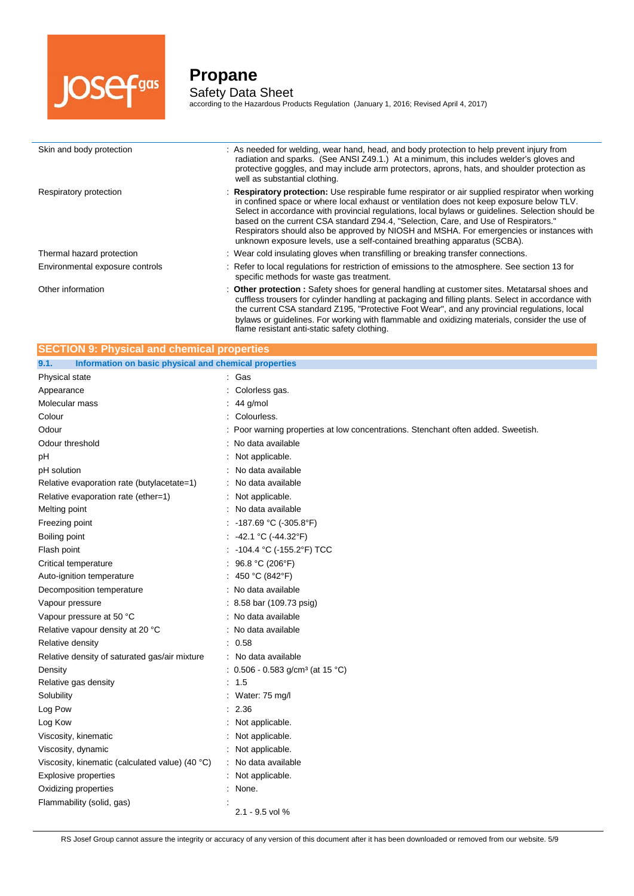| | |
|---|---|
| Skin and body protection | : As needed for welding, wear hand, head, and body protection to help prevent injury from radiation and sparks. (See ANSI Z49.1.) At a minimum, this includes welder's gloves and protective goggles, and may include arm protectors, aprons, hats, and shoulder protection as well as substantial clothing. |
| Respiratory protection | : **Respiratory protection:** Use respirable fume respirator or air supplied respirator when working in confined space or where local exhaust or ventilation does not keep exposure below TLV. Select in accordance with provincial regulations, local bylaws or guidelines. Selection should be based on the current CSA standard Z94.4, "Selection, Care, and Use of Respirators." Respirators should also be approved by NIOSH and MSHA. For emergencies or instances with unknown exposure levels, use a self-contained breathing apparatus (SCBA). |
| Thermal hazard protection | : Wear cold insulating gloves when transfilling or breaking transfer connections. |
| Environmental exposure controls | : Refer to local regulations for restriction of emissions to the atmosphere. See section 13 for specific methods for waste gas treatment. |
| Other information | : **Other protection :** Safety shoes for general handling at customer sites. Metatarsal shoes and cuffless trousers for cylinder handling at packaging and filling plants. Select in accordance with the current CSA standard Z195, "Protective Foot Wear", and any provincial regulations, local bylaws or guidelines. For working with flammable and oxidizing materials, consider the use of flame resistant anti-static safety clothing. |

## SECTION 9: Physical and chemical properties

### 9.1. Information on basic physical and chemical properties

| | |
|---|---|
| Physical state | : Gas |
| Appearance | : Colorless gas. |
| Molecular mass | : 44 g/mol |
| Colour | : Colourless. |
| Odour | : Poor warning properties at low concentrations. Stenchant often added. Sweetish. |
| Odour threshold | : No data available |
| pH | : Not applicable. |
| pH solution | : No data available |
| Relative evaporation rate (butylacetate=1) | : No data available |
| Relative evaporation rate (ether=1) | : Not applicable. |
| Melting point | : No data available |
| Freezing point | : -187.69 °C (-305.8°F) |
| Boiling point | : -42.1 °C (-44.32°F) |
| Flash point | : -104.4 °C (-155.2°F) TCC |
| Critical temperature | : 96.8 °C (206°F) |
| Auto-ignition temperature | : 450 °C (842°F) |
| Decomposition temperature | : No data available |
| Vapour pressure | : 8.58 bar (109.73 psig) |
| Vapour pressure at 50 °C | : No data available |
| Relative vapour density at 20 °C | : No data available |
| Relative density | : 0.58 |
| Relative density of saturated gas/air mixture | : No data available |
| Density | : 0.506 - 0.583 g/cm³ (at 15 °C) |
| Relative gas density | : 1.5 |
| Solubility | : Water: 75 mg/l |
| Log Pow | : 2.36 |
| Log Kow | : Not applicable. |
| Viscosity, kinematic | : Not applicable. |
| Viscosity, dynamic | : Not applicable. |
| Viscosity, kinematic (calculated value) (40 °C) | : No data available |
| Explosive properties | : Not applicable. |
| Oxidizing properties | : None. |
| Flammability (solid, gas) | : 2.1 - 9.5 vol % |

RS Josef Group cannot assure the integrity or accuracy of any version of this document after it has been downloaded or removed from our website.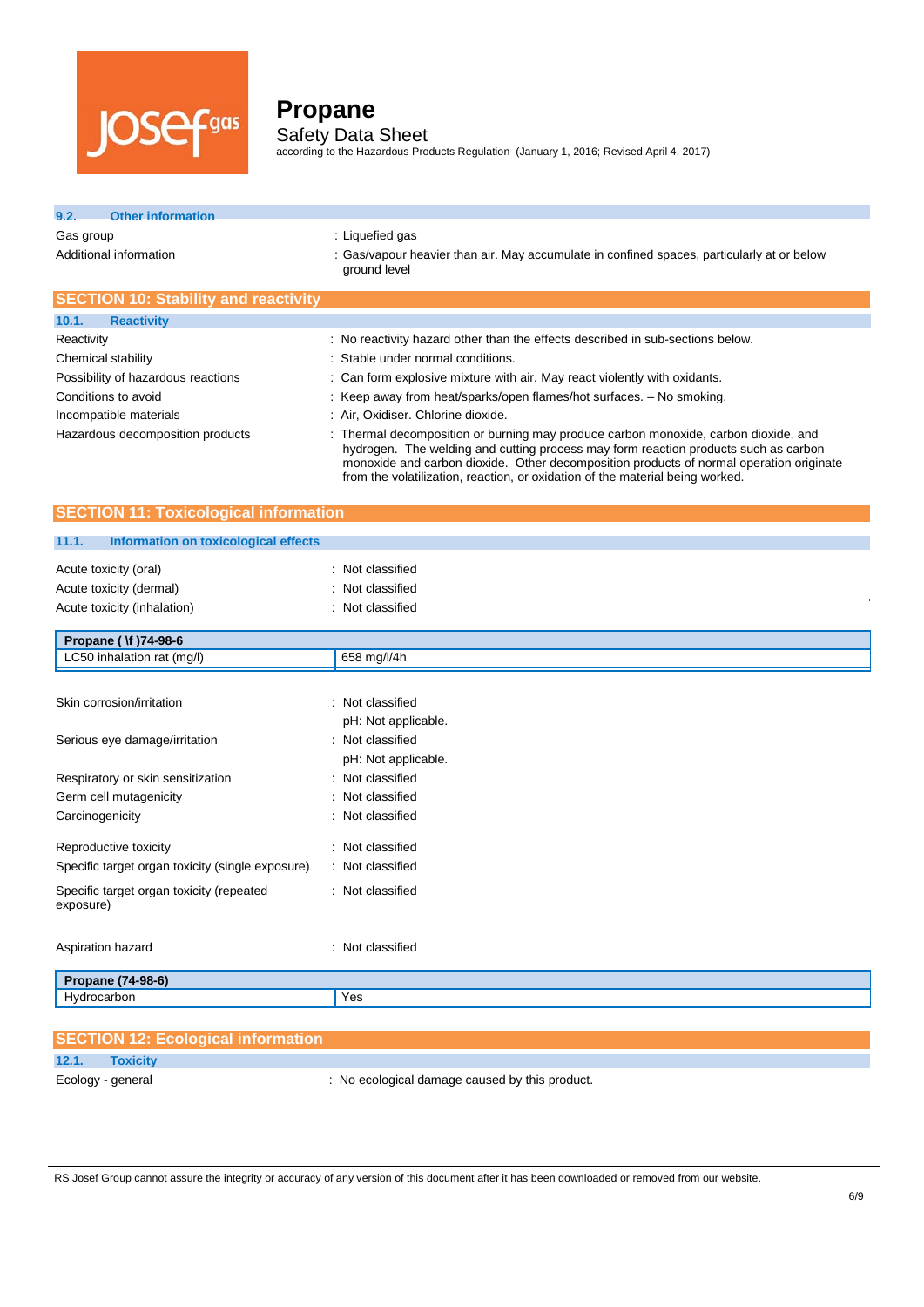### 9.2. Other information

| | |
|---|---|
| Gas group | : Liquefied gas |
| Additional information | : Gas/vapour heavier than air. May accumulate in confined spaces, particularly at or below ground level |

## SECTION 10: Stability and reactivity

### 10.1. Reactivity

| | |
|---|---|
| Reactivity | : No reactivity hazard other than the effects described in sub-sections below. |
| Chemical stability | : Stable under normal conditions. |
| Possibility of hazardous reactions | : Can form explosive mixture with air. May react violently with oxidants. |
| Conditions to avoid | : Keep away from heat/sparks/open flames/hot surfaces. – No smoking. |
| Incompatible materials | : Air, Oxidiser. Chlorine dioxide. |
| Hazardous decomposition products | : Thermal decomposition or burning may produce carbon monoxide, carbon dioxide, and hydrogen. The welding and cutting process may form reaction products such as carbon monoxide and carbon dioxide. Other decomposition products of normal operation originate from the volatilization, reaction, or oxidation of the material being worked. |

## SECTION 11: Toxicological information

### 11.1. Information on toxicological effects

| | |
|---|---|
| Acute toxicity (oral) | : Not classified |
| Acute toxicity (dermal) | : Not classified |
| Acute toxicity (inhalation) | : Not classified |

| Propane ( \f )74-98-6 | |
|---|---|
| LC50 inhalation rat (mg/l) | 658 mg/l/4h |

| | |
|---|---|
| Skin corrosion/irritation | : Not classified<br>pH: Not applicable. |
| Serious eye damage/irritation | : Not classified<br>pH: Not applicable. |
| Respiratory or skin sensitization | : Not classified |
| Germ cell mutagenicity | : Not classified |
| Carcinogenicity | : Not classified |
| Reproductive toxicity | : Not classified |
| Specific target organ toxicity (single exposure) | : Not classified |
| Specific target organ toxicity (repeated exposure) | : Not classified |
| Aspiration hazard | : Not classified |

| Propane (74-98-6) | |
|---|---|
| Hydrocarbon | Yes |

## SECTION 12: Ecological information

### 12.1. Toxicity

| | |
|---|---|
| Ecology - general | : No ecological damage caused by this product. |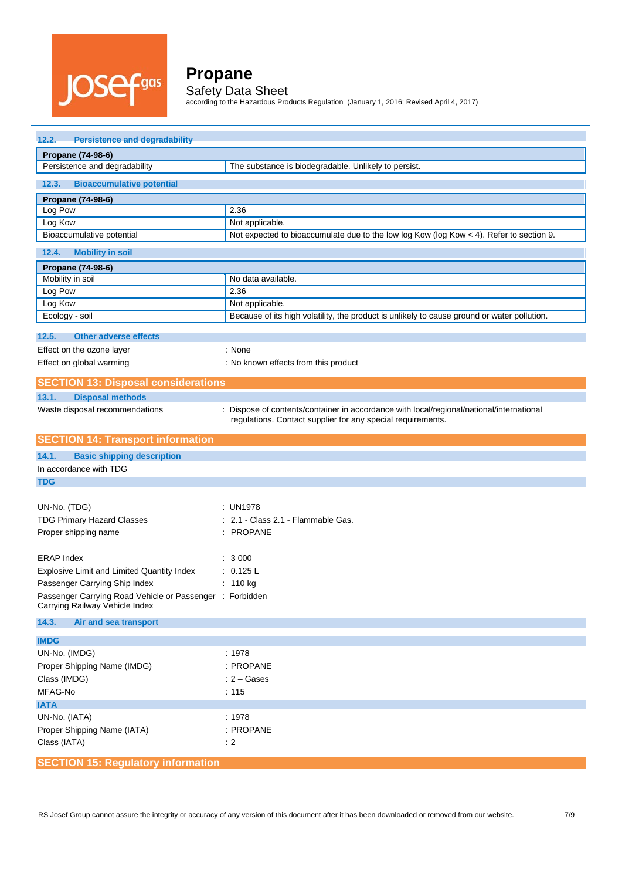### 12.2. Persistence and degradability

| Propane (74-98-6) | |
|---|---|
| Persistence and degradability | The substance is biodegradable. Unlikely to persist. |

### 12.3. Bioaccumulative potential

| Propane (74-98-6) | |
|---|---|
| Log Pow | 2.36 |
| Log Kow | Not applicable. |
| Bioaccumulative potential | Not expected to bioaccumulate due to the low log Kow (log Kow < 4). Refer to section 9. |

### 12.4. Mobility in soil

| Propane (74-98-6) | |
|---|---|
| Mobility in soil | No data available. |
| Log Pow | 2.36 |
| Log Kow | Not applicable. |
| Ecology - soil | Because of its high volatility, the product is unlikely to cause ground or water pollution. |

### 12.5. Other adverse effects

Effect on the ozone layer : None

Effect on global warming : No known effects from this product

## SECTION 13: Disposal considerations

### 13.1. Disposal methods

Waste disposal recommendations : Dispose of contents/container in accordance with local/regional/national/international regulations. Contact supplier for any special requirements.

## SECTION 14: Transport information

### 14.1. Basic shipping description

In accordance with TDG

**TDG**

UN-No. (TDG) : UN1978

TDG Primary Hazard Classes : 2.1 - Class 2.1 - Flammable Gas.

Proper shipping name : PROPANE

ERAP Index : 3 000

Explosive Limit and Limited Quantity Index : 0.125 L

Passenger Carrying Ship Index : 110 kg

Passenger Carrying Road Vehicle or Passenger Carrying Railway Vehicle Index : Forbidden

### 14.3. Air and sea transport

**IMDG**

UN-No. (IMDG) : 1978

Proper Shipping Name (IMDG) : PROPANE

Class (IMDG) : 2 – Gases

MFAG-No : 115

**IATA**

UN-No. (IATA) : 1978

Proper Shipping Name (IATA) : PROPANE

Class (IATA) : 2

## SECTION 15: Regulatory information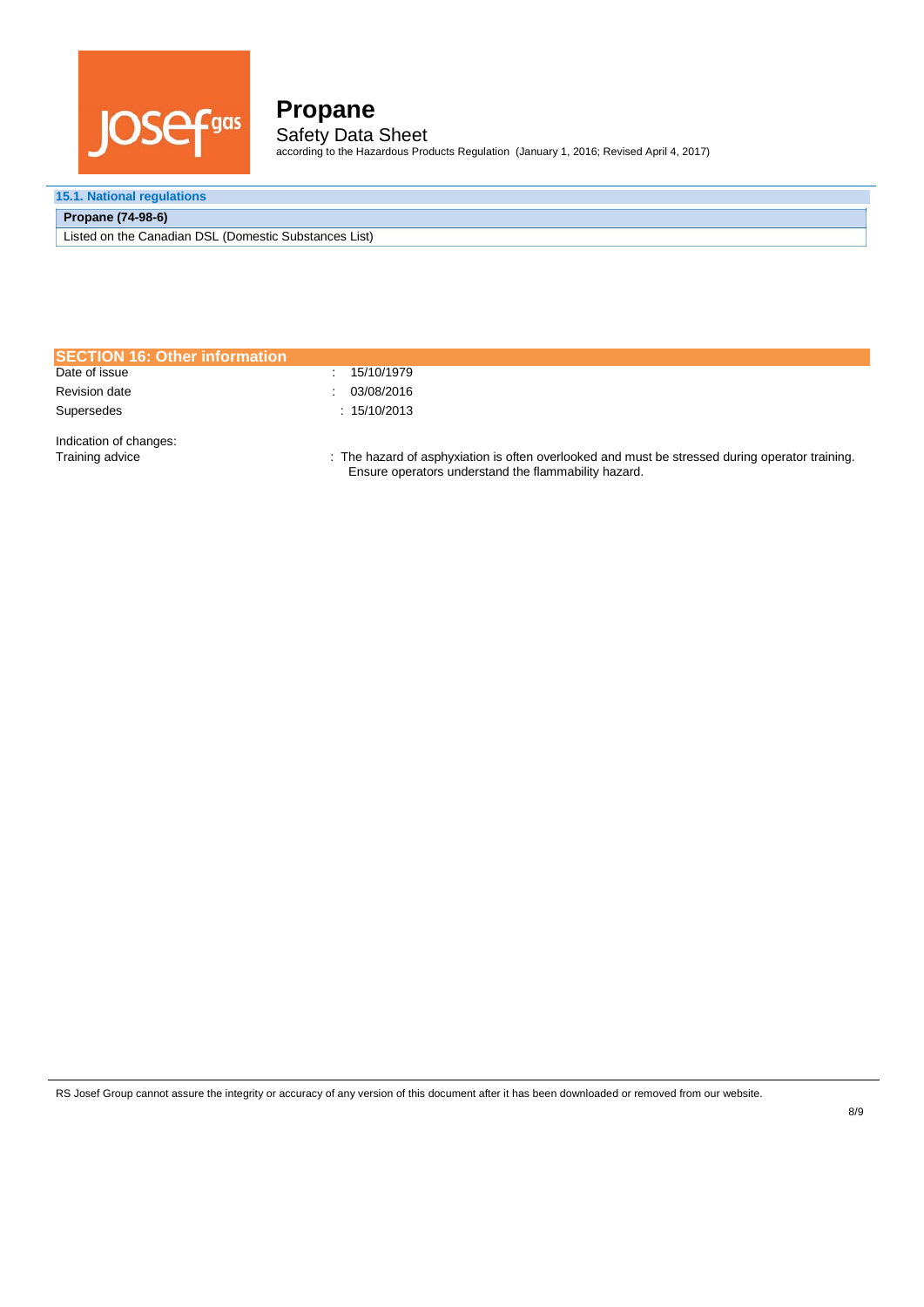### 15.1. National regulations

| Propane (74-98-6) |
|---|
| Listed on the Canadian DSL (Domestic Substances List) |

## SECTION 16: Other information

Date of issue : 15/10/1979

Revision date : 03/08/2016

Supersedes : 15/10/2013

Indication of changes:

Training advice : The hazard of asphyxiation is often overlooked and must be stressed during operator training. Ensure operators understand the flammability hazard.

RS Josef Group cannot assure the integrity or accuracy of any version of this document after it has been downloaded or removed from our website.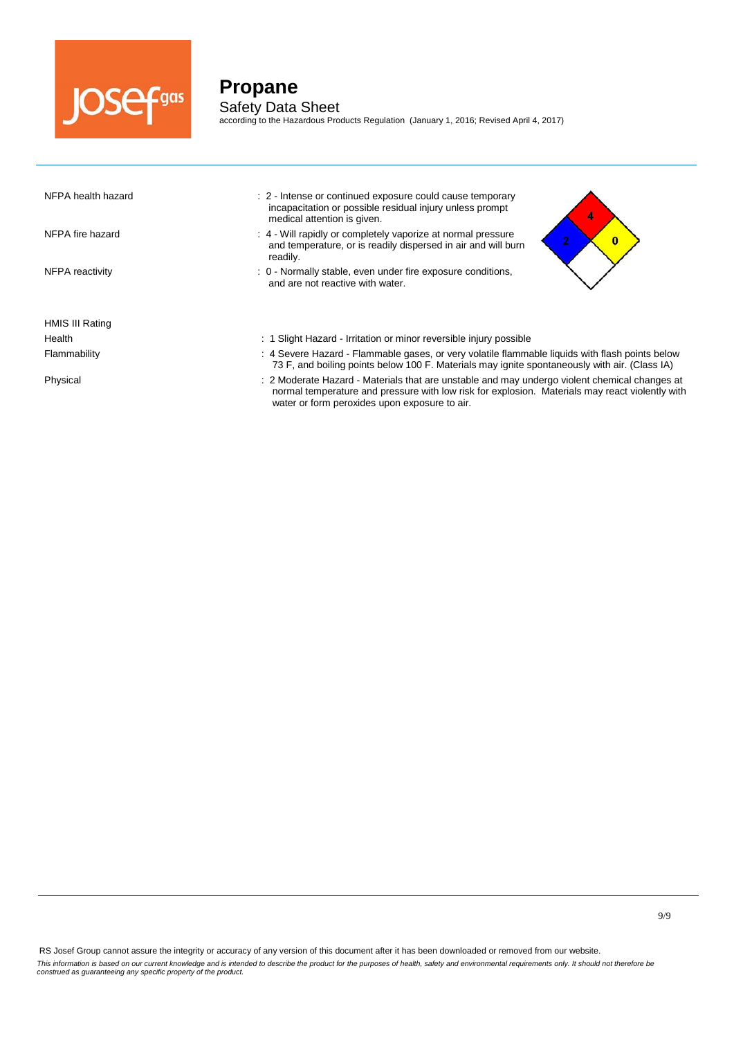| | |
|---|---|
| NFPA health hazard | : 2 - Intense or continued exposure could cause temporary incapacitation or possible residual injury unless prompt medical attention is given. |
| NFPA fire hazard | : 4 - Will rapidly or completely vaporize at normal pressure and temperature, or is readily dispersed in air and will burn readily. |
| NFPA reactivity | : 0 - Normally stable, even under fire exposure conditions, and are not reactive with water. |

HMIS III Rating

| | |
|---|---|
| Health | : 1 Slight Hazard - Irritation or minor reversible injury possible |
| Flammability | : 4 Severe Hazard - Flammable gases, or very volatile flammable liquids with flash points below 73 F, and boiling points below 100 F. Materials may ignite spontaneously with air. (Class IA) |
| Physical | : 2 Moderate Hazard - Materials that are unstable and may undergo violent chemical changes at normal temperature and pressure with low risk for explosion. Materials may react violently with water or form peroxides upon exposure to air. |

RS Josef Group cannot assure the integrity or accuracy of any version of this document after it has been downloaded or removed from our website.

*This information is based on our current knowledge and is intended to describe the product for the purposes of health, safety and environmental requirements only. It should not therefore be construed as guaranteeing any specific property of the product.*